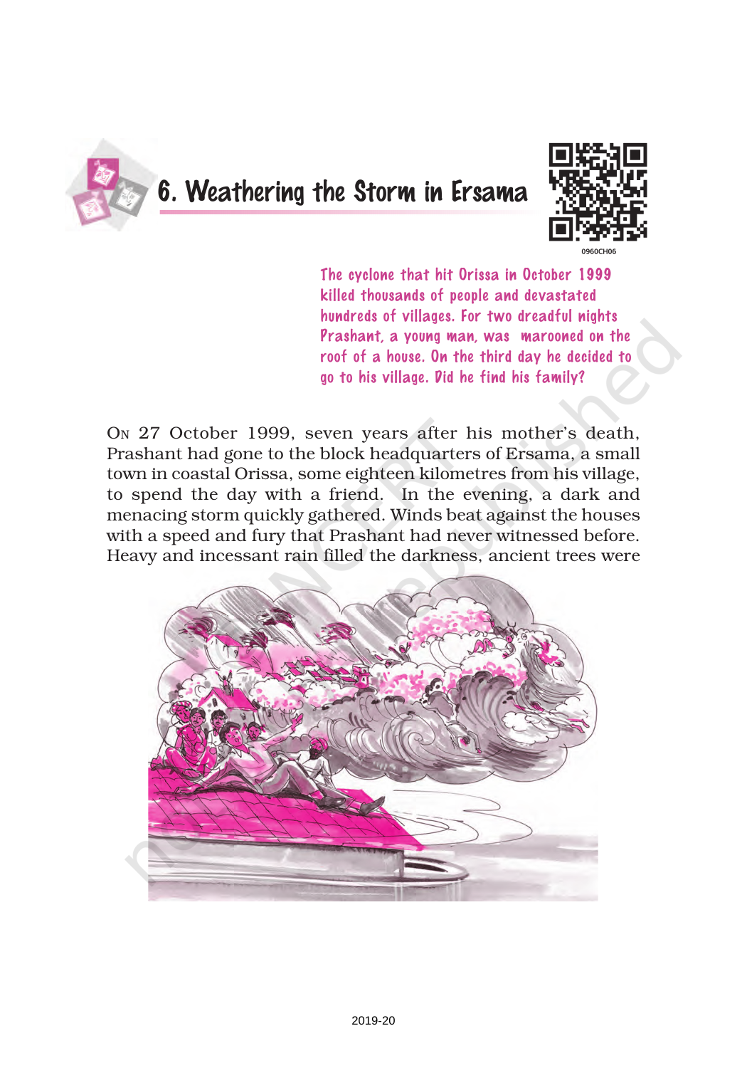# 6. Weathering the Storm in Ersama

0960CH06

The cyclone that hit Orissa in October 1999 killed thousands of people and devastated hundreds of villages. For two dreadful nights Prashant, a young man, was marooned on the roof of a house. On the third day he decided to go to his village. Did he find his family?

On 27 October 1999, seven years after his mother's death, Prashant had gone to the block headquarters of Ersama, a small town in coastal Orissa, some eighteen kilometres from his village, to spend the day with a friend. In the evening, a dark and menacing storm quickly gathered. Winds beat against the houses with a speed and fury that Prashant had never witnessed before. Heavy and incessant rain filled the darkness, ancient trees were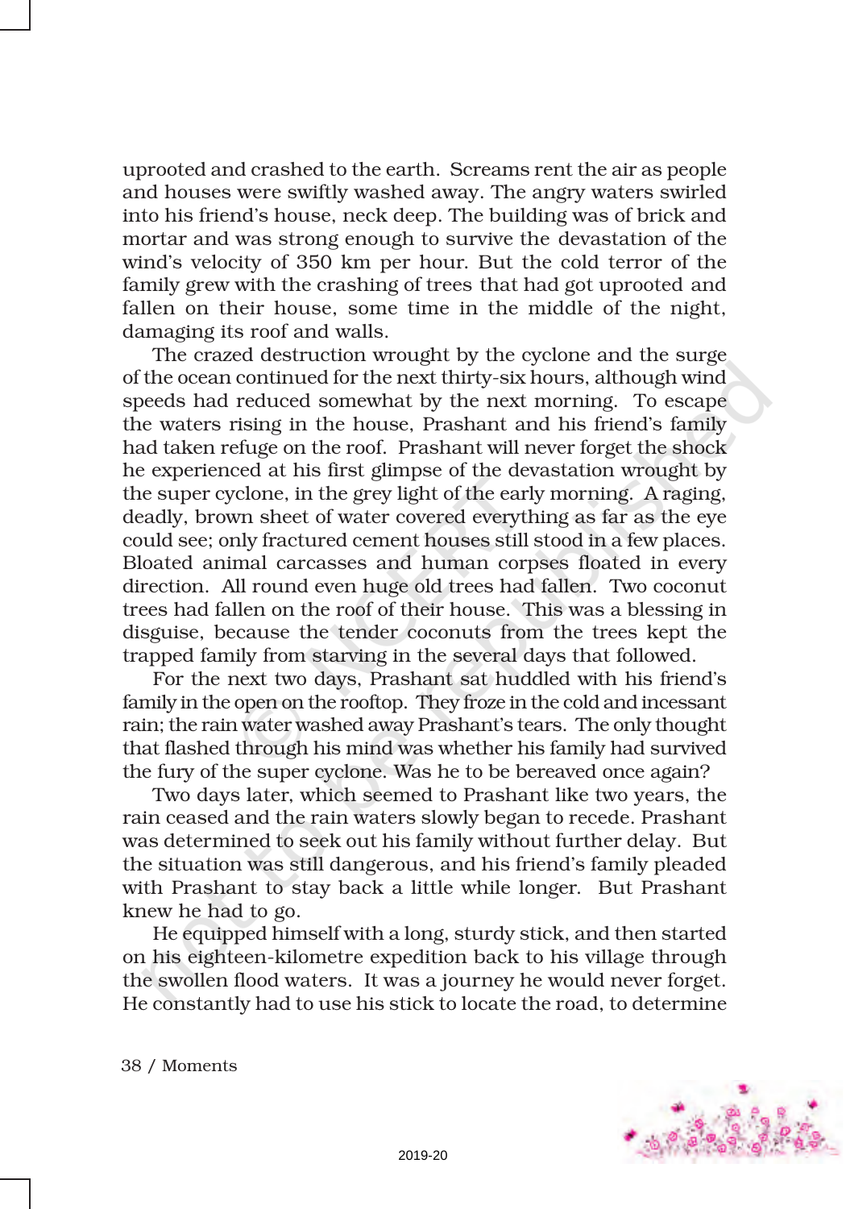uprooted and crashed to the earth. Screams rent the air as people and houses were swiftly washed away. The angry waters swirled into his friend's house, neck deep. The building was of brick and mortar and was strong enough to survive the devastation of the wind's velocity of 350 km per hour. But the cold terror of the family grew with the crashing of trees that had got uprooted and fallen on their house, some time in the middle of the night, damaging its roof and walls.

The crazed destruction wrought by the cyclone and the surge of the ocean continued for the next thirty-six hours, although wind speeds had reduced somewhat by the next morning. To escape the waters rising in the house, Prashant and his friend's family had taken refuge on the roof. Prashant will never forget the shock he experienced at his first glimpse of the devastation wrought by the super cyclone, in the grey light of the early morning. A raging, deadly, brown sheet of water covered everything as far as the eye could see; only fractured cement houses still stood in a few places. Bloated animal carcasses and human corpses floated in every direction. All round even huge old trees had fallen. Two coconut trees had fallen on the roof of their house. This was a blessing in disguise, because the tender coconuts from the trees kept the trapped family from starving in the several days that followed.

For the next two days, Prashant sat huddled with his friend's family in the open on the rooftop. They froze in the cold and incessant rain; the rain water washed away Prashant's tears. The only thought that flashed through his mind was whether his family had survived the fury of the super cyclone. Was he to be bereaved once again?

Two days later, which seemed to Prashant like two years, the rain ceased and the rain waters slowly began to recede. Prashant was determined to seek out his family without further delay. But the situation was still dangerous, and his friend's family pleaded with Prashant to stay back a little while longer. But Prashant knew he had to go.

He equipped himself with a long, sturdy stick, and then started on his eighteen-kilometre expedition back to his village through the swollen flood waters. It was a journey he would never forget. He constantly had to use his stick to locate the road, to determine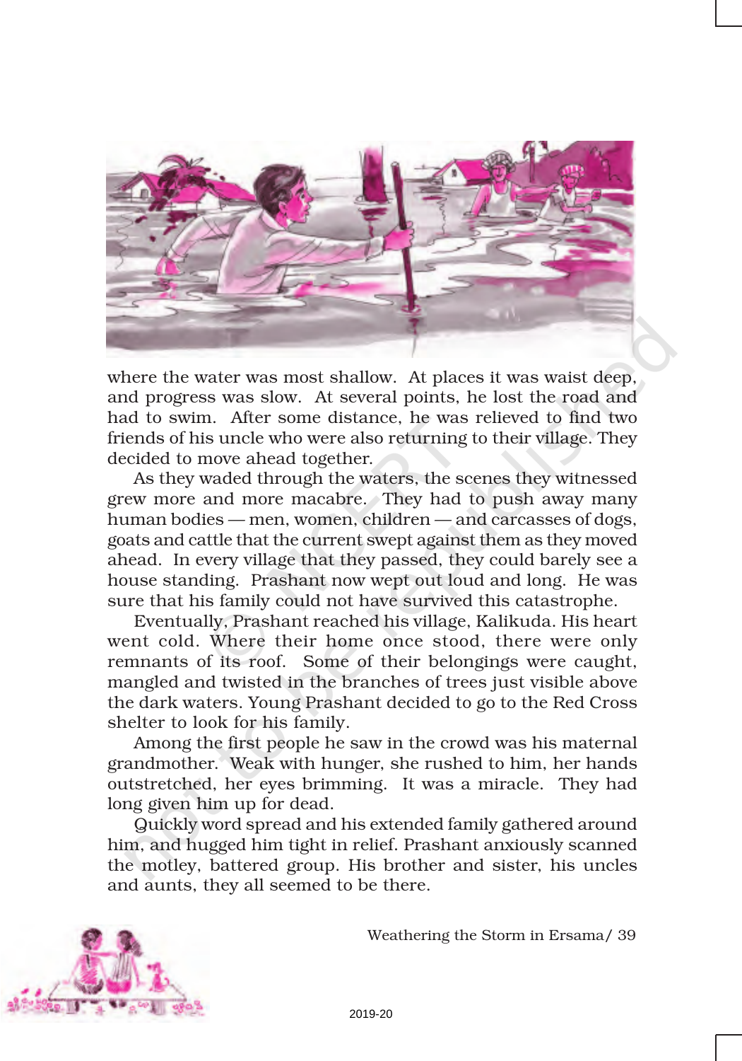where the water was most shallow. At places it was waist deep, and progress was slow. At several points, he lost the road and had to swim. After some distance, he was relieved to find two friends of his uncle who were also returning to their village. They decided to move ahead together.

As they waded through the waters, the scenes they witnessed grew more and more macabre. They had to push away many human bodies — men, women, children — and carcasses of dogs, goats and cattle that the current swept against them as they moved ahead. In every village that they passed, they could barely see a house standing. Prashant now wept out loud and long. He was sure that his family could not have survived this catastrophe.

Eventually, Prashant reached his village, Kalikuda. His heart went cold. Where their home once stood, there were only remnants of its roof. Some of their belongings were caught, mangled and twisted in the branches of trees just visible above the dark waters. Young Prashant decided to go to the Red Cross shelter to look for his family.

Among the first people he saw in the crowd was his maternal grandmother. Weak with hunger, she rushed to him, her hands outstretched, her eyes brimming. It was a miracle. They had long given him up for dead.

Quickly word spread and his extended family gathered around him, and hugged him tight in relief. Prashant anxiously scanned the motley, battered group. His brother and sister, his uncles and aunts, they all seemed to be there.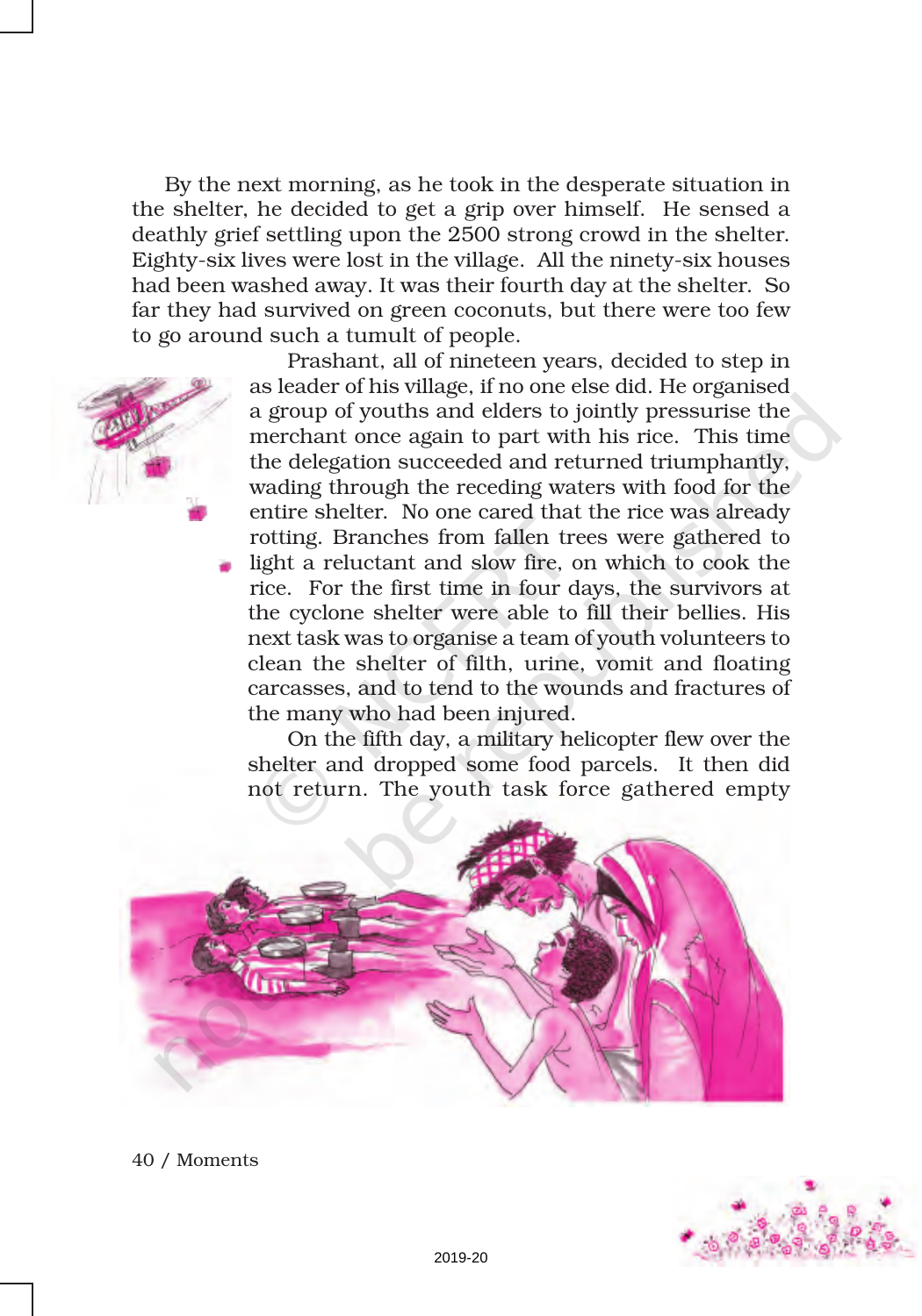By the next morning, as he took in the desperate situation in the shelter, he decided to get a grip over himself. He sensed a deathly grief settling upon the 2500 strong crowd in the shelter. Eighty-six lives were lost in the village. All the ninety-six houses had been washed away. It was their fourth day at the shelter. So far they had survived on green coconuts, but there were too few to go around such a tumult of people.

Prashant, all of nineteen years, decided to step in as leader of his village, if no one else did. He organised a group of youths and elders to jointly pressurise the merchant once again to part with his rice. This time the delegation succeeded and returned triumphantly, wading through the receding waters with food for the entire shelter. No one cared that the rice was already rotting. Branches from fallen trees were gathered to light a reluctant and slow fire, on which to cook the rice. For the first time in four days, the survivors at the cyclone shelter were able to fill their bellies. His next task was to organise a team of youth volunteers to clean the shelter of filth, urine, vomit and floating carcasses, and to tend to the wounds and fractures of the many who had been injured.

On the fifth day, a military helicopter flew over the shelter and dropped some food parcels. It then did not return. The youth task force gathered empty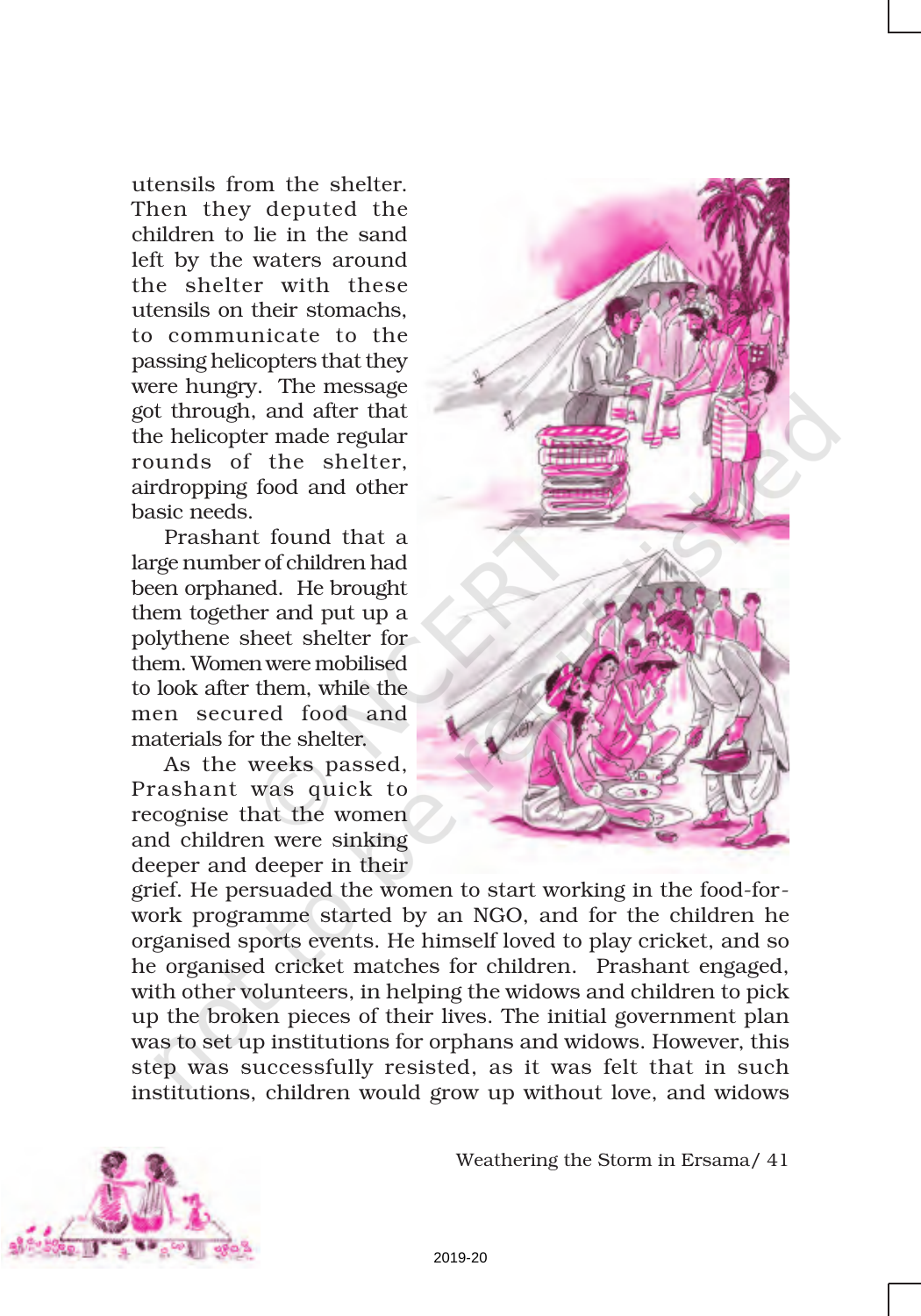utensils from the shelter. Then they deputed the children to lie in the sand left by the waters around the shelter with these utensils on their stomachs, to communicate to the passing helicopters that they were hungry. The message got through, and after that the helicopter made regular rounds of the shelter, airdropping food and other basic needs.

Prashant found that a large number of children had been orphaned. He brought them together and put up a polythene sheet shelter for them. Women were mobilised to look after them, while the men secured food and materials for the shelter.

As the weeks passed, Prashant was quick to recognise that the women and children were sinking deeper and deeper in their grief. He persuaded the women to start working in the food-for-work programme started by an NGO, and for the children he organised sports events. He himself loved to play cricket, and so he organised cricket matches for children. Prashant engaged, with other volunteers, in helping the widows and children to pick up the broken pieces of their lives. The initial government plan was to set up institutions for orphans and widows. However, this step was successfully resisted, as it was felt that in such institutions, children would grow up without love, and widows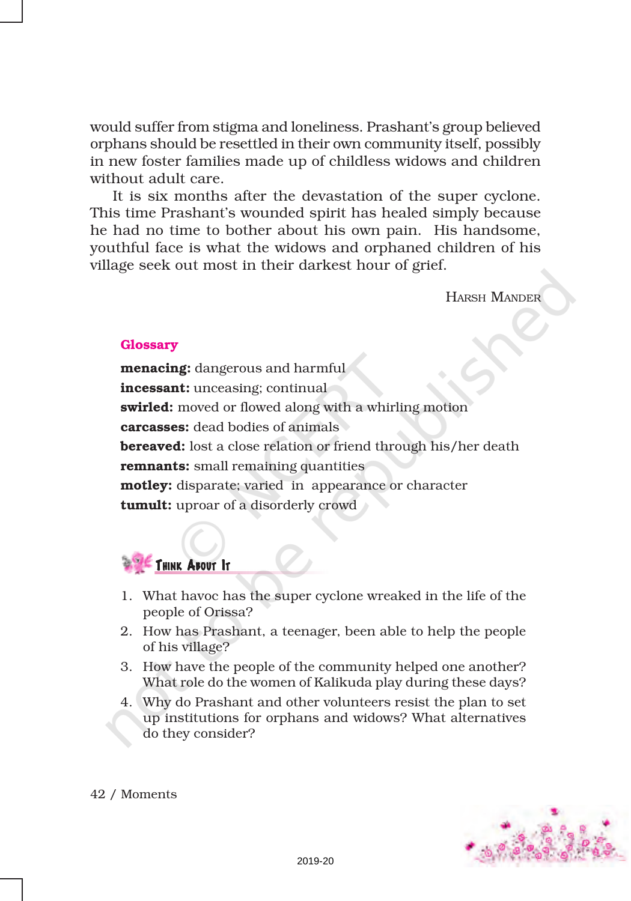would suffer from stigma and loneliness. Prashant's group believed orphans should be resettled in their own community itself, possibly in new foster families made up of childless widows and children without adult care.

It is six months after the devastation of the super cyclone. This time Prashant's wounded spirit has healed simply because he had no time to bother about his own pain. His handsome, youthful face is what the widows and orphaned children of his village seek out most in their darkest hour of grief.

HARSH MANDER

## Glossary

**menacing:** dangerous and harmful
**incessant:** unceasing; continual
**swirled:** moved or flowed along with a whirling motion
**carcasses:** dead bodies of animals
**bereaved:** lost a close relation or friend through his/her death
**remnants:** small remaining quantities
**motley:** disparate; varied in appearance or character
**tumult:** uproar of a disorderly crowd

## Think About It

1. What havoc has the super cyclone wreaked in the life of the people of Orissa?
2. How has Prashant, a teenager, been able to help the people of his village?
3. How have the people of the community helped one another? What role do the women of Kalikuda play during these days?
4. Why do Prashant and other volunteers resist the plan to set up institutions for orphans and widows? What alternatives do they consider?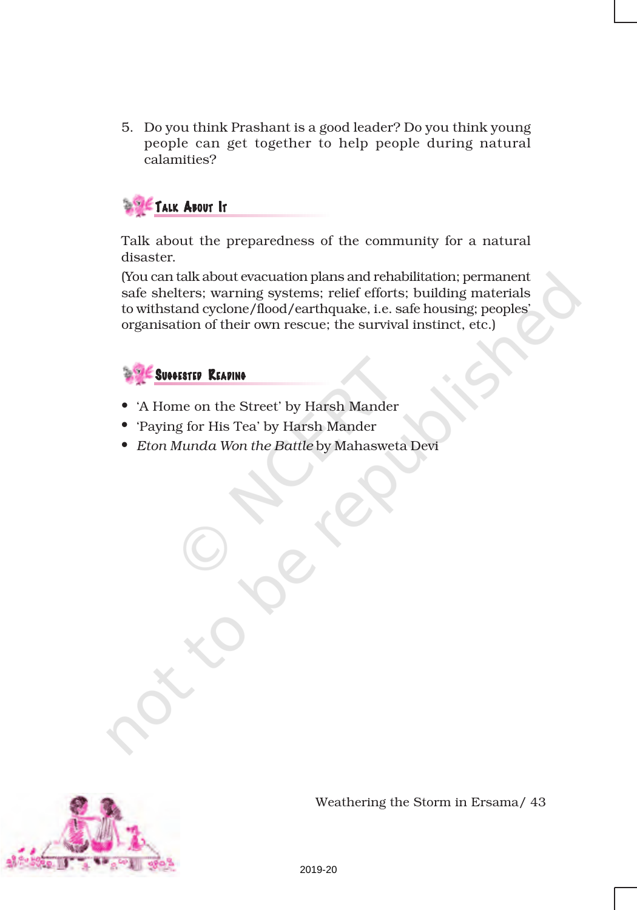5. Do you think Prashant is a good leader? Do you think young people can get together to help people during natural calamities?

## Talk About It

Talk about the preparedness of the community for a natural disaster.

(You can talk about evacuation plans and rehabilitation; permanent safe shelters; warning systems; relief efforts; building materials to withstand cyclone/flood/earthquake, i.e. safe housing; peoples' organisation of their own rescue; the survival instinct, etc.)

## Suggested Reading

- 'A Home on the Street' by Harsh Mander
- 'Paying for His Tea' by Harsh Mander
- *Eton Munda Won the Battle* by Mahasweta Devi